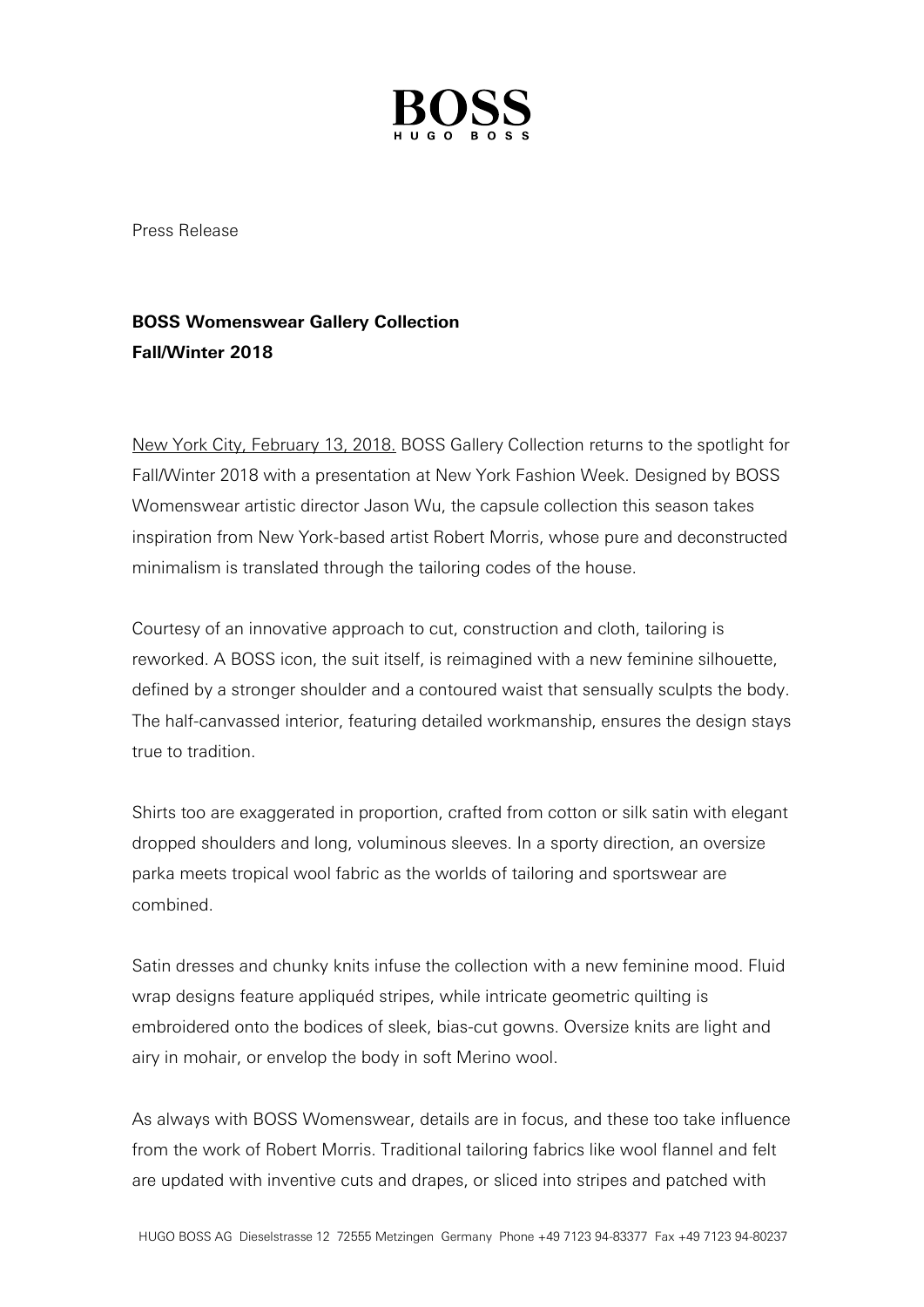BOSS

HUGO BOSS

Press Release

**BOSS Womenswear Gallery Collection**
**Fall/Winter 2018**

New York City, February 13, 2018. BOSS Gallery Collection returns to the spotlight for Fall/Winter 2018 with a presentation at New York Fashion Week. Designed by BOSS Womenswear artistic director Jason Wu, the capsule collection this season takes inspiration from New York-based artist Robert Morris, whose pure and deconstructed minimalism is translated through the tailoring codes of the house.

Courtesy of an innovative approach to cut, construction and cloth, tailoring is reworked. A BOSS icon, the suit itself, is reimagined with a new feminine silhouette, defined by a stronger shoulder and a contoured waist that sensually sculpts the body. The half-canvassed interior, featuring detailed workmanship, ensures the design stays true to tradition.

Shirts too are exaggerated in proportion, crafted from cotton or silk satin with elegant dropped shoulders and long, voluminous sleeves. In a sporty direction, an oversize parka meets tropical wool fabric as the worlds of tailoring and sportswear are combined.

Satin dresses and chunky knits infuse the collection with a new feminine mood. Fluid wrap designs feature appliquéd stripes, while intricate geometric quilting is embroidered onto the bodices of sleek, bias-cut gowns. Oversize knits are light and airy in mohair, or envelop the body in soft Merino wool.

As always with BOSS Womenswear, details are in focus, and these too take influence from the work of Robert Morris. Traditional tailoring fabrics like wool flannel and felt are updated with inventive cuts and drapes, or sliced into stripes and patched with

HUGO BOSS AG Dieselstrasse 12 72555 Metzingen Germany Phone +49 7123 94-83377 Fax +49 7123 94-80237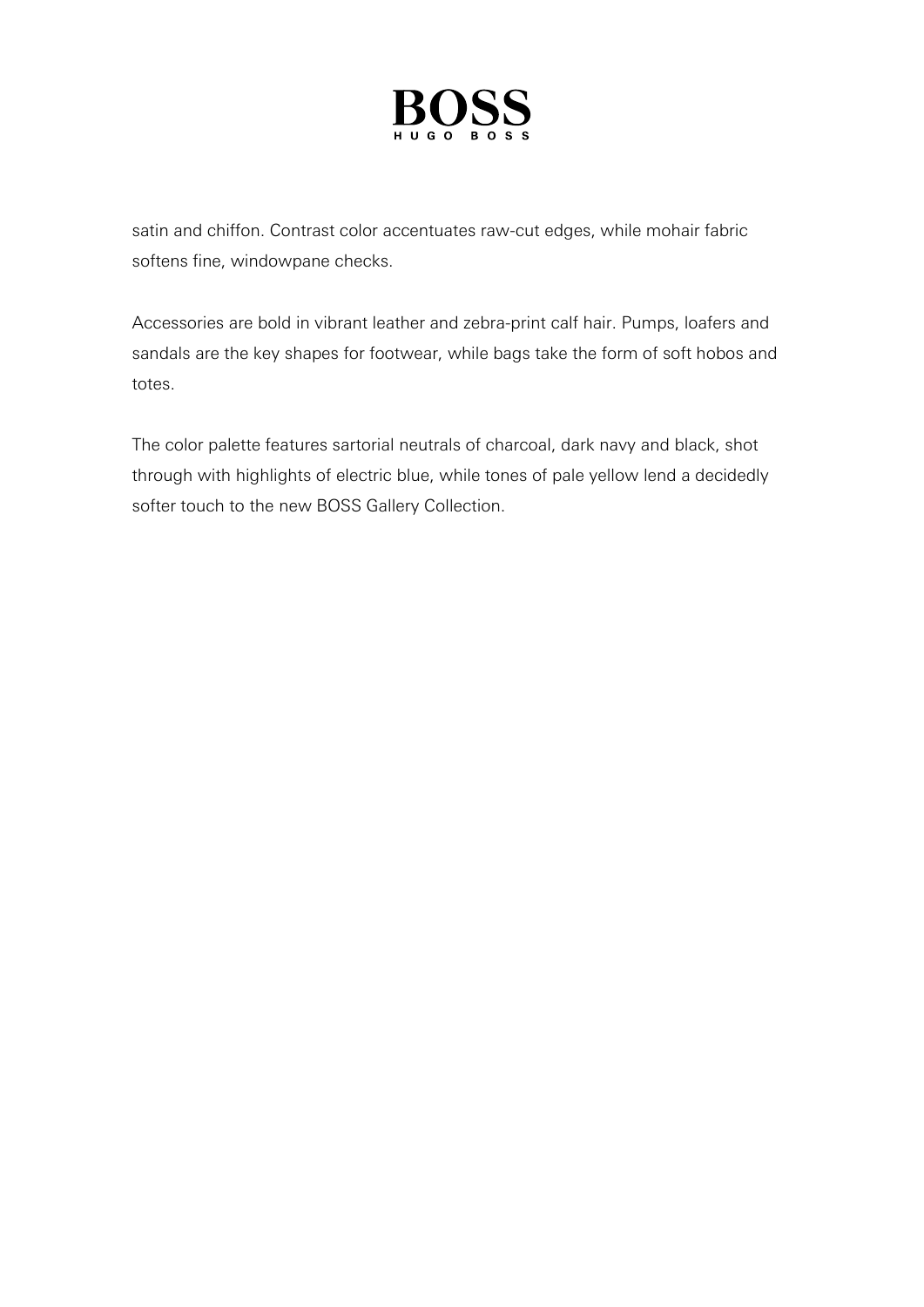satin and chiffon. Contrast color accentuates raw-cut edges, while mohair fabric softens fine, windowpane checks.

Accessories are bold in vibrant leather and zebra-print calf hair. Pumps, loafers and sandals are the key shapes for footwear, while bags take the form of soft hobos and totes.

The color palette features sartorial neutrals of charcoal, dark navy and black, shot through with highlights of electric blue, while tones of pale yellow lend a decidedly softer touch to the new BOSS Gallery Collection.